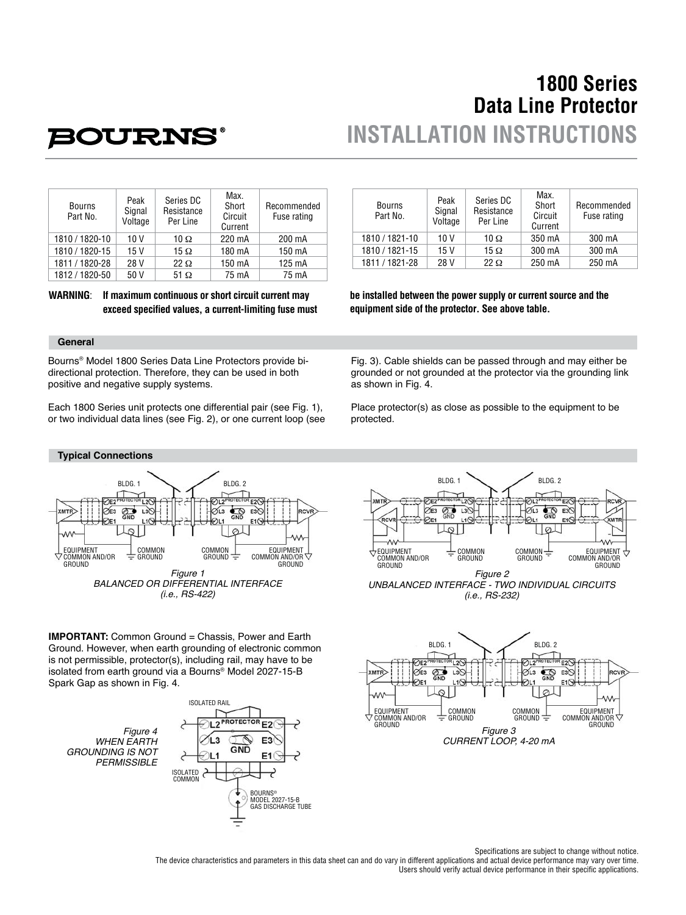# 1800 Series Data Line Protector

## INSTALLATION INSTRUCTIONS

| Bourns Part No. | Peak Signal Voltage | Series DC Resistance Per Line | Max. Short Circuit Current | Recommended Fuse rating |
|---|---|---|---|---|
| 1810 / 1820-10 | 10 V | 10 Ω | 220 mA | 200 mA |
| 1810 / 1820-15 | 15 V | 15 Ω | 180 mA | 150 mA |
| 1811 / 1820-28 | 28 V | 22 Ω | 150 mA | 125 mA |
| 1812 / 1820-50 | 50 V | 51 Ω | 75 mA | 75 mA |

| Bourns Part No. | Peak Signal Voltage | Series DC Resistance Per Line | Max. Short Circuit Current | Recommended Fuse rating |
|---|---|---|---|---|
| 1810 / 1821-10 | 10 V | 10 Ω | 350 mA | 300 mA |
| 1810 / 1821-15 | 15 V | 15 Ω | 300 mA | 300 mA |
| 1811 / 1821-28 | 28 V | 22 Ω | 250 mA | 250 mA |

**WARNING**: **If maximum continuous or short circuit current may exceed specified values, a current-limiting fuse must be installed between the power supply or current source and the equipment side of the protector. See above table.**

### General

Bourns® Model 1800 Series Data Line Protectors provide bi-directional protection. Therefore, they can be used in both positive and negative supply systems.

Each 1800 Series unit protects one differential pair (see Fig. 1), or two individual data lines (see Fig. 2), or one current loop (see Fig. 3). Cable shields can be passed through and may either be grounded or not grounded at the protector via the grounding link as shown in Fig. 4.

Place protector(s) as close as possible to the equipment to be protected.

### Typical Connections

*Figure 1*
*BALANCED OR DIFFERENTIAL INTERFACE (i.e., RS-422)*

*Figure 2*
*UNBALANCED INTERFACE - TWO INDIVIDUAL CIRCUITS (i.e., RS-232)*

**IMPORTANT:** Common Ground = Chassis, Power and Earth Ground. However, when earth grounding of electronic common is not permissible, protector(s), including rail, may have to be isolated from earth ground via a Bourns® Model 2027-15-B Spark Gap as shown in Fig. 4.

*Figure 4*
*WHEN EARTH GROUNDING IS NOT PERMISSIBLE*

*Figure 3*
*CURRENT LOOP, 4-20 mA*

Specifications are subject to change without notice.
The device characteristics and parameters in this data sheet can and do vary in different applications and actual device performance may vary over time.
Users should verify actual device performance in their specific applications.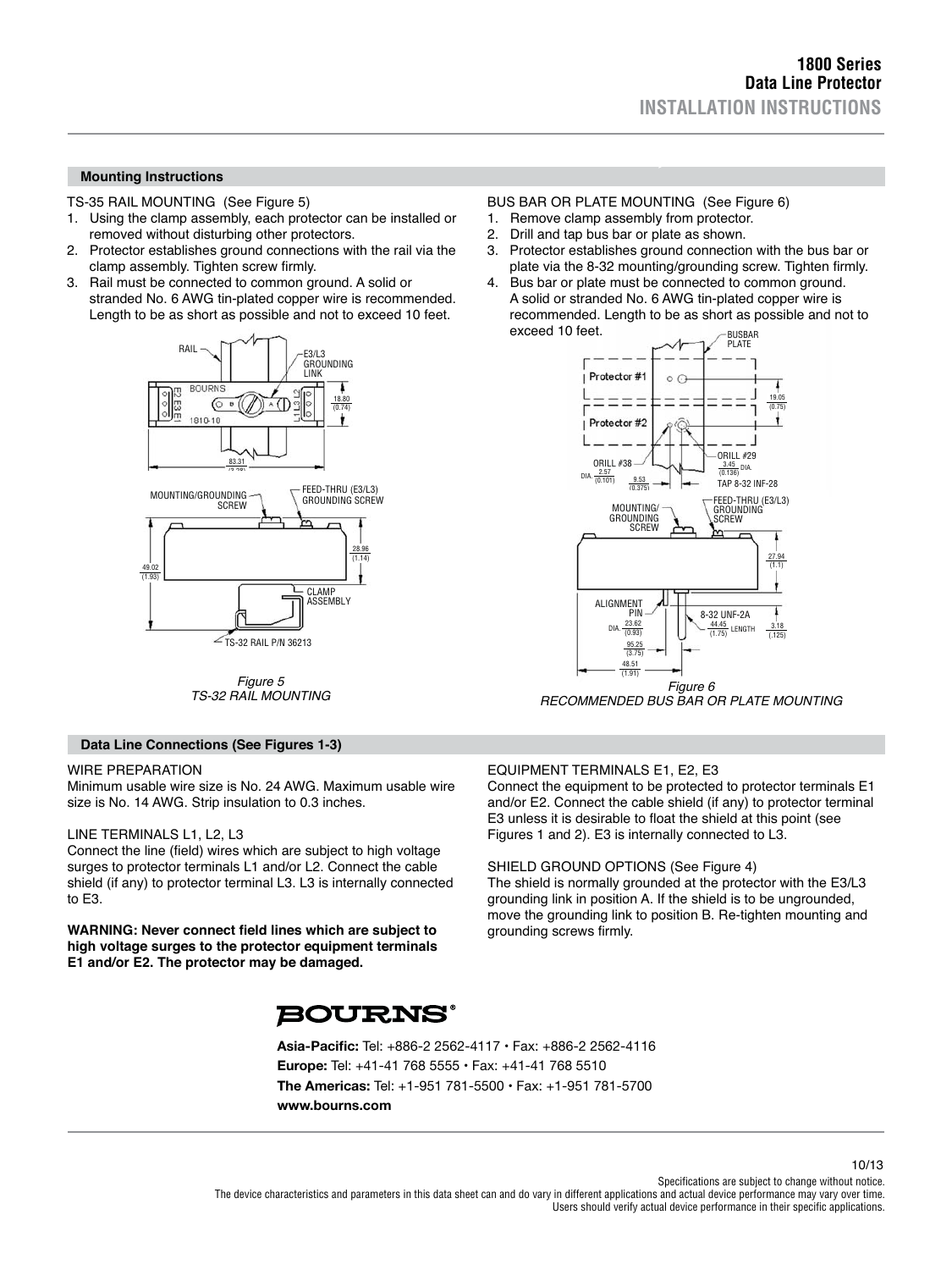## Mounting Instructions

TS-35 RAIL MOUNTING (See Figure 5)

1. Using the clamp assembly, each protector can be installed or removed without disturbing other protectors.
2. Protector establishes ground connections with the rail via the clamp assembly. Tighten screw firmly.
3. Rail must be connected to common ground. A solid or stranded No. 6 AWG tin-plated copper wire is recommended. Length to be as short as possible and not to exceed 10 feet.

RAIL
E3/L3 GROUNDING LINK
BOURNS
E2 E3 E1
1810-10
L2 L3 L1
18.80 (0.74)
83.31
MOUNTING/GROUNDING SCREW
FEED-THRU (E3/L3) GROUNDING SCREW
28.96 (1.14)
49.02 (1.93)
CLAMP ASSEMBLY
TS-32 RAIL P/N 36213

*Figure 5*
*TS-32 RAIL MOUNTING*

BUS BAR OR PLATE MOUNTING (See Figure 6)

1. Remove clamp assembly from protector.
2. Drill and tap bus bar or plate as shown.
3. Protector establishes ground connection with the bus bar or plate via the 8-32 mounting/grounding screw. Tighten firmly.
4. Bus bar or plate must be connected to common ground. A solid or stranded No. 6 AWG tin-plated copper wire is recommended. Length to be as short as possible and not to exceed 10 feet.

BUSBAR PLATE
Protector #1
Protector #2
19.05 (0.75)
DRILL #38 DIA. 2.57 (0.101)
9.53 (0.375)
DRILL #29 3.45 (0.136) DIA.
TAP 8-32 INF-28
MOUNTING/ GROUNDING SCREW
FEED-THRU (E3/L3) GROUNDING SCREW
27.94 (1.1)
ALIGNMENT PIN
DIA. 23.62 (0.93)
8-32 UNF-2A
44.45 (1.75) LENGTH
3.18 (.125)
95.25 (3.75)
48.51 (1.91)

*Figure 6*
*RECOMMENDED BUS BAR OR PLATE MOUNTING*

## Data Line Connections (See Figures 1-3)

WIRE PREPARATION

Minimum usable wire size is No. 24 AWG. Maximum usable wire size is No. 14 AWG. Strip insulation to 0.3 inches.

LINE TERMINALS L1, L2, L3

Connect the line (field) wires which are subject to high voltage surges to protector terminals L1 and/or L2. Connect the cable shield (if any) to protector terminal L3. L3 is internally connected to E3.

**WARNING: Never connect field lines which are subject to high voltage surges to the protector equipment terminals E1 and/or E2. The protector may be damaged.**

EQUIPMENT TERMINALS E1, E2, E3

Connect the equipment to be protected to protector terminals E1 and/or E2. Connect the cable shield (if any) to protector terminal E3 unless it is desirable to float the shield at this point (see Figures 1 and 2). E3 is internally connected to L3.

SHIELD GROUND OPTIONS (See Figure 4)

The shield is normally grounded at the protector with the E3/L3 grounding link in position A. If the shield is to be ungrounded, move the grounding link to position B. Re-tighten mounting and grounding screws firmly.

BOURNS®

**Asia-Pacific:** Tel: +886-2 2562-4117 • Fax: +886-2 2562-4116
**Europe:** Tel: +41-41 768 5555 • Fax: +41-41 768 5510
**The Americas:** Tel: +1-951 781-5500 • Fax: +1-951 781-5700
**www.bourns.com**

10/13

Specifications are subject to change without notice.
The device characteristics and parameters in this data sheet can and do vary in different applications and actual device performance may vary over time.
Users should verify actual device performance in their specific applications.